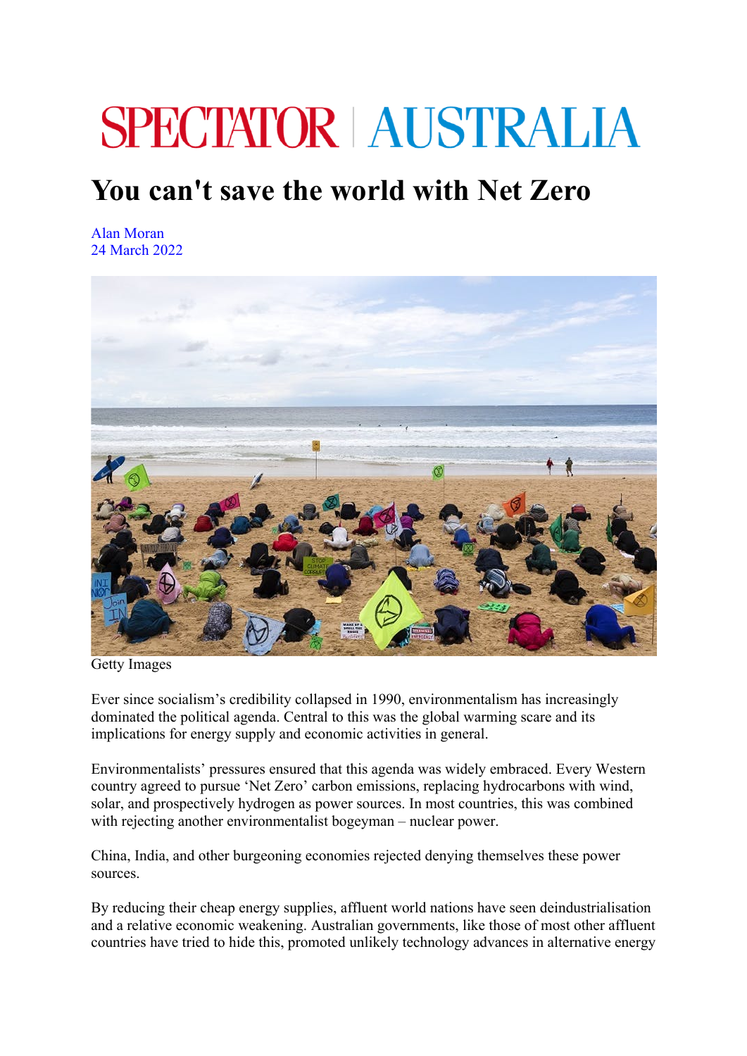# SPECTATOR | AUSTRALIA

# You can't save the world with Net Zero

Alan Moran
24 March 2022

Getty Images

Ever since socialism's credibility collapsed in 1990, environmentalism has increasingly dominated the political agenda. Central to this was the global warming scare and its implications for energy supply and economic activities in general.

Environmentalists' pressures ensured that this agenda was widely embraced. Every Western country agreed to pursue 'Net Zero' carbon emissions, replacing hydrocarbons with wind, solar, and prospectively hydrogen as power sources. In most countries, this was combined with rejecting another environmentalist bogeyman – nuclear power.

China, India, and other burgeoning economies rejected denying themselves these power sources.

By reducing their cheap energy supplies, affluent world nations have seen deindustrialisation and a relative economic weakening. Australian governments, like those of most other affluent countries have tried to hide this, promoted unlikely technology advances in alternative energy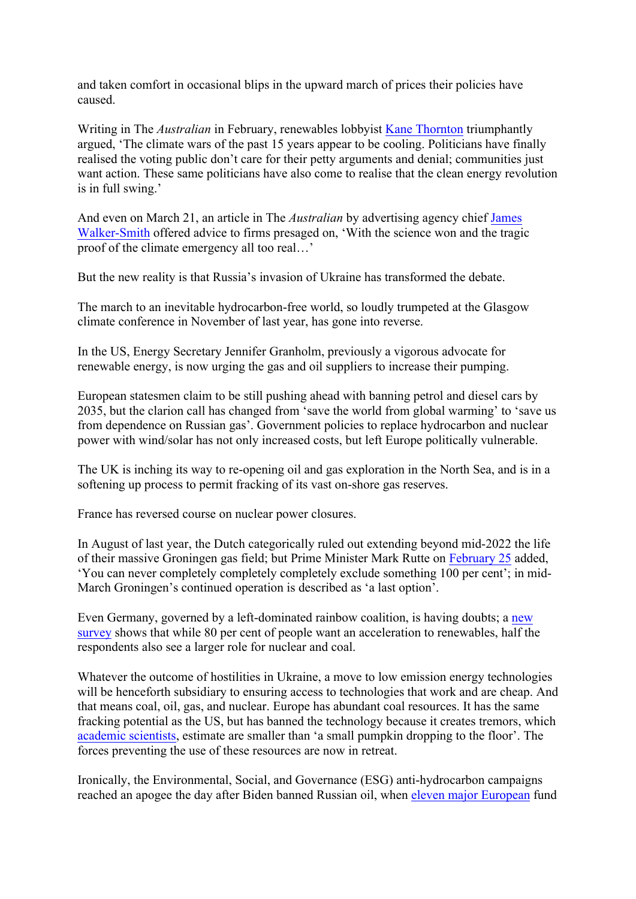and taken comfort in occasional blips in the upward march of prices their policies have caused.

Writing in The *Australian* in February, renewables lobbyist Kane Thornton triumphantly argued, 'The climate wars of the past 15 years appear to be cooling. Politicians have finally realised the voting public don't care for their petty arguments and denial; communities just want action. These same politicians have also come to realise that the clean energy revolution is in full swing.'

And even on March 21, an article in The *Australian* by advertising agency chief James Walker-Smith offered advice to firms presaged on, 'With the science won and the tragic proof of the climate emergency all too real…'

But the new reality is that Russia's invasion of Ukraine has transformed the debate.

The march to an inevitable hydrocarbon-free world, so loudly trumpeted at the Glasgow climate conference in November of last year, has gone into reverse.

In the US, Energy Secretary Jennifer Granholm, previously a vigorous advocate for renewable energy, is now urging the gas and oil suppliers to increase their pumping.

European statesmen claim to be still pushing ahead with banning petrol and diesel cars by 2035, but the clarion call has changed from 'save the world from global warming' to 'save us from dependence on Russian gas'. Government policies to replace hydrocarbon and nuclear power with wind/solar has not only increased costs, but left Europe politically vulnerable.

The UK is inching its way to re-opening oil and gas exploration in the North Sea, and is in a softening up process to permit fracking of its vast on-shore gas reserves.

France has reversed course on nuclear power closures.

In August of last year, the Dutch categorically ruled out extending beyond mid-2022 the life of their massive Groningen gas field; but Prime Minister Mark Rutte on February 25 added, 'You can never completely completely exclude something 100 per cent'; in mid-March Groningen's continued operation is described as 'a last option'.

Even Germany, governed by a left-dominated rainbow coalition, is having doubts; a new survey shows that while 80 per cent of people want an acceleration to renewables, half the respondents also see a larger role for nuclear and coal.

Whatever the outcome of hostilities in Ukraine, a move to low emission energy technologies will be henceforth subsidiary to ensuring access to technologies that work and are cheap. And that means coal, oil, gas, and nuclear. Europe has abundant coal resources. It has the same fracking potential as the US, but has banned the technology because it creates tremors, which academic scientists, estimate are smaller than 'a small pumpkin dropping to the floor'. The forces preventing the use of these resources are now in retreat.

Ironically, the Environmental, Social, and Governance (ESG) anti-hydrocarbon campaigns reached an apogee the day after Biden banned Russian oil, when eleven major European fund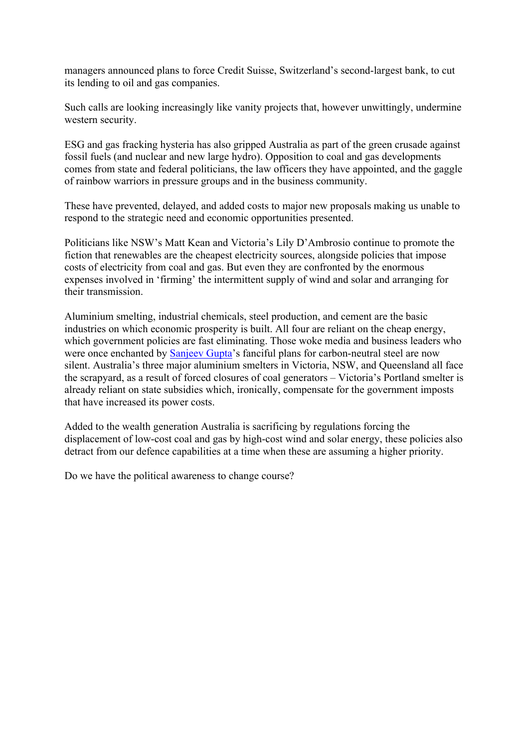managers announced plans to force Credit Suisse, Switzerland's second-largest bank, to cut its lending to oil and gas companies.

Such calls are looking increasingly like vanity projects that, however unwittingly, undermine western security.

ESG and gas fracking hysteria has also gripped Australia as part of the green crusade against fossil fuels (and nuclear and new large hydro). Opposition to coal and gas developments comes from state and federal politicians, the law officers they have appointed, and the gaggle of rainbow warriors in pressure groups and in the business community.

These have prevented, delayed, and added costs to major new proposals making us unable to respond to the strategic need and economic opportunities presented.

Politicians like NSW's Matt Kean and Victoria's Lily D'Ambrosio continue to promote the fiction that renewables are the cheapest electricity sources, alongside policies that impose costs of electricity from coal and gas. But even they are confronted by the enormous expenses involved in 'firming' the intermittent supply of wind and solar and arranging for their transmission.

Aluminium smelting, industrial chemicals, steel production, and cement are the basic industries on which economic prosperity is built. All four are reliant on the cheap energy, which government policies are fast eliminating. Those woke media and business leaders who were once enchanted by Sanjeev Gupta's fanciful plans for carbon-neutral steel are now silent. Australia's three major aluminium smelters in Victoria, NSW, and Queensland all face the scrapyard, as a result of forced closures of coal generators – Victoria's Portland smelter is already reliant on state subsidies which, ironically, compensate for the government imposts that have increased its power costs.

Added to the wealth generation Australia is sacrificing by regulations forcing the displacement of low-cost coal and gas by high-cost wind and solar energy, these policies also detract from our defence capabilities at a time when these are assuming a higher priority.

Do we have the political awareness to change course?